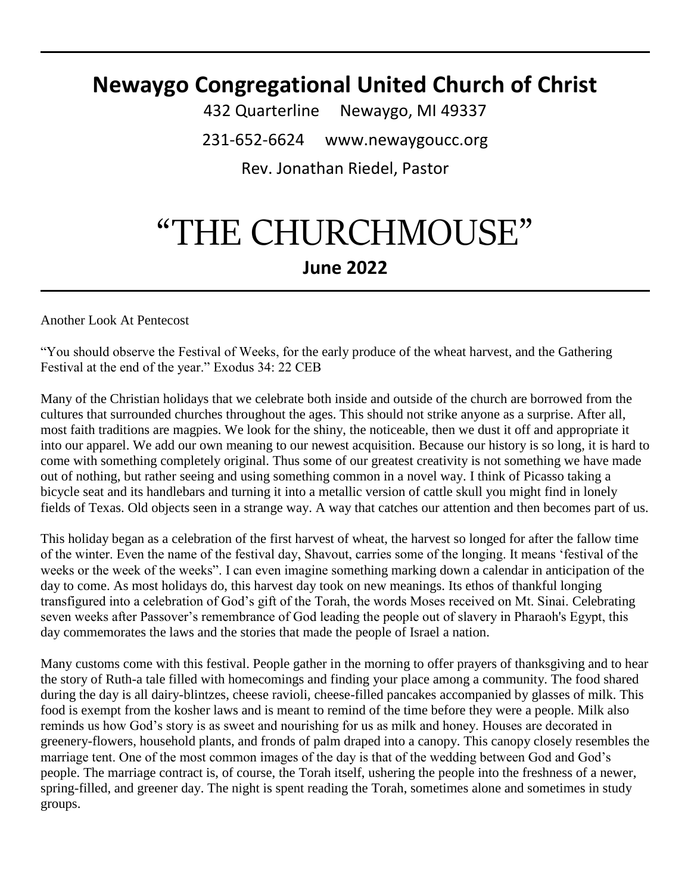# Newaygo Congregational United Church of Christ

432 Quarterline     Newaygo, MI 49337

231-652-6624     www.newaygoucc.org

Rev. Jonathan Riedel, Pastor

# "THE CHURCHMOUSE"

## June 2022

Another Look At Pentecost

"You should observe the Festival of Weeks, for the early produce of the wheat harvest, and the Gathering Festival at the end of the year." Exodus 34: 22 CEB

Many of the Christian holidays that we celebrate both inside and outside of the church are borrowed from the cultures that surrounded churches throughout the ages. This should not strike anyone as a surprise. After all, most faith traditions are magpies. We look for the shiny, the noticeable, then we dust it off and appropriate it into our apparel. We add our own meaning to our newest acquisition. Because our history is so long, it is hard to come with something completely original. Thus some of our greatest creativity is not something we have made out of nothing, but rather seeing and using something common in a novel way. I think of Picasso taking a bicycle seat and its handlebars and turning it into a metallic version of cattle skull you might find in lonely fields of Texas. Old objects seen in a strange way. A way that catches our attention and then becomes part of us.

This holiday began as a celebration of the first harvest of wheat, the harvest so longed for after the fallow time of the winter. Even the name of the festival day, Shavout, carries some of the longing. It means 'festival of the weeks or the week of the weeks". I can even imagine something marking down a calendar in anticipation of the day to come. As most holidays do, this harvest day took on new meanings. Its ethos of thankful longing transfigured into a celebration of God's gift of the Torah, the words Moses received on Mt. Sinai. Celebrating seven weeks after Passover's remembrance of God leading the people out of slavery in Pharaoh's Egypt, this day commemorates the laws and the stories that made the people of Israel a nation.

Many customs come with this festival. People gather in the morning to offer prayers of thanksgiving and to hear the story of Ruth-a tale filled with homecomings and finding your place among a community. The food shared during the day is all dairy-blintzes, cheese ravioli, cheese-filled pancakes accompanied by glasses of milk. This food is exempt from the kosher laws and is meant to remind of the time before they were a people. Milk also reminds us how God's story is as sweet and nourishing for us as milk and honey. Houses are decorated in greenery-flowers, household plants, and fronds of palm draped into a canopy. This canopy closely resembles the marriage tent. One of the most common images of the day is that of the wedding between God and God's people. The marriage contract is, of course, the Torah itself, ushering the people into the freshness of a newer, spring-filled, and greener day. The night is spent reading the Torah, sometimes alone and sometimes in study groups.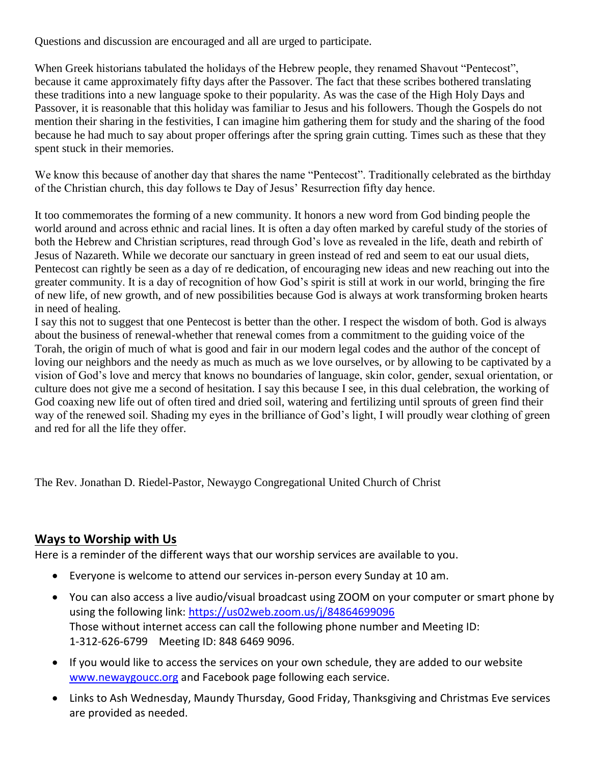Questions and discussion are encouraged and all are urged to participate.

When Greek historians tabulated the holidays of the Hebrew people, they renamed Shavout “Pentecost”, because it came approximately fifty days after the Passover. The fact that these scribes bothered translating these traditions into a new language spoke to their popularity. As was the case of the High Holy Days and Passover, it is reasonable that this holiday was familiar to Jesus and his followers. Though the Gospels do not mention their sharing in the festivities, I can imagine him gathering them for study and the sharing of the food because he had much to say about proper offerings after the spring grain cutting. Times such as these that they spent stuck in their memories.

We know this because of another day that shares the name “Pentecost”. Traditionally celebrated as the birthday of the Christian church, this day follows te Day of Jesus’ Resurrection fifty day hence.

It too commemorates the forming of a new community. It honors a new word from God binding people the world around and across ethnic and racial lines. It is often a day often marked by careful study of the stories of both the Hebrew and Christian scriptures, read through God’s love as revealed in the life, death and rebirth of Jesus of Nazareth. While we decorate our sanctuary in green instead of red and seem to eat our usual diets, Pentecost can rightly be seen as a day of re dedication, of encouraging new ideas and new reaching out into the greater community. It is a day of recognition of how God’s spirit is still at work in our world, bringing the fire of new life, of new growth, and of new possibilities because God is always at work transforming broken hearts in need of healing.

I say this not to suggest that one Pentecost is better than the other. I respect the wisdom of both. God is always about the business of renewal-whether that renewal comes from a commitment to the guiding voice of the Torah, the origin of much of what is good and fair in our modern legal codes and the author of the concept of loving our neighbors and the needy as much as much as we love ourselves, or by allowing to be captivated by a vision of God’s love and mercy that knows no boundaries of language, skin color, gender, sexual orientation, or culture does not give me a second of hesitation. I say this because I see, in this dual celebration, the working of God coaxing new life out of often tired and dried soil, watering and fertilizing until sprouts of green find their way of the renewed soil. Shading my eyes in the brilliance of God’s light, I will proudly wear clothing of green and red for all the life they offer.

The Rev. Jonathan D. Riedel-Pastor, Newaygo Congregational United Church of Christ

## Ways to Worship with Us

Here is a reminder of the different ways that our worship services are available to you.

- Everyone is welcome to attend our services in-person every Sunday at 10 am.
- You can also access a live audio/visual broadcast using ZOOM on your computer or smart phone by using the following link: https://us02web.zoom.us/j/84864699096
  Those without internet access can call the following phone number and Meeting ID:
  1-312-626-6799 Meeting ID: 848 6469 9096.
- If you would like to access the services on your own schedule, they are added to our website www.newaygoucc.org and Facebook page following each service.
- Links to Ash Wednesday, Maundy Thursday, Good Friday, Thanksgiving and Christmas Eve services are provided as needed.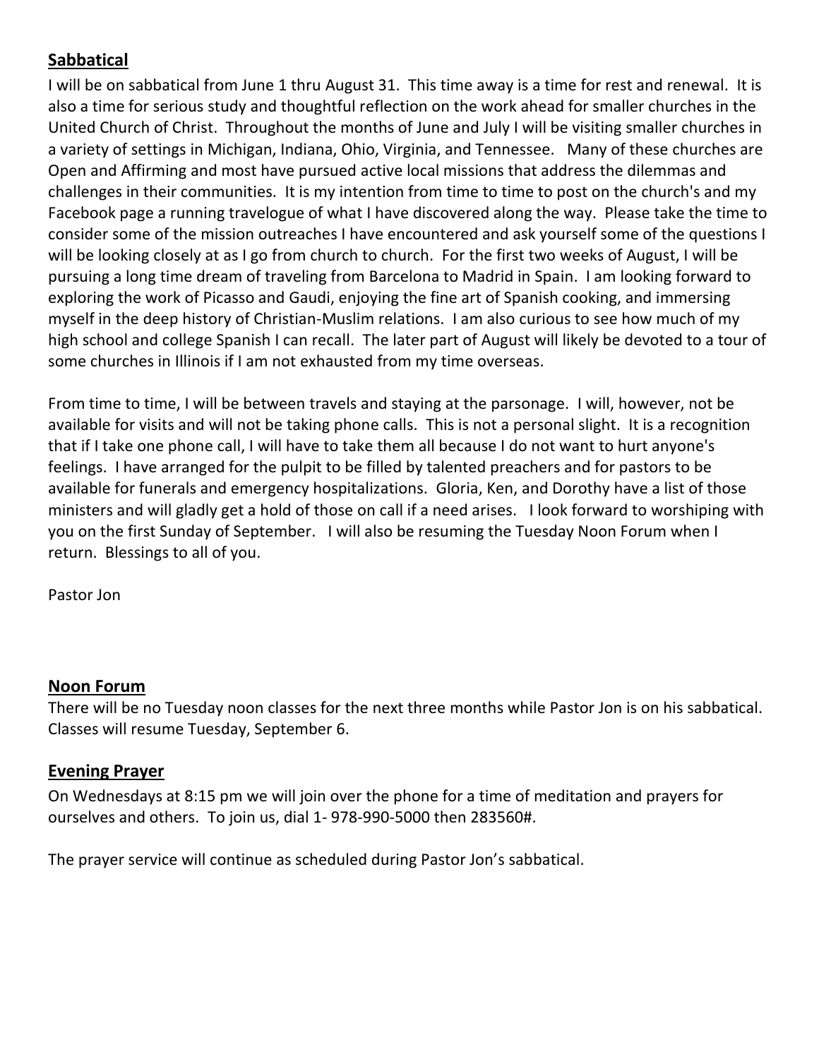## Sabbatical

I will be on sabbatical from June 1 thru August 31. This time away is a time for rest and renewal. It is also a time for serious study and thoughtful reflection on the work ahead for smaller churches in the United Church of Christ. Throughout the months of June and July I will be visiting smaller churches in a variety of settings in Michigan, Indiana, Ohio, Virginia, and Tennessee. Many of these churches are Open and Affirming and most have pursued active local missions that address the dilemmas and challenges in their communities. It is my intention from time to time to post on the church's and my Facebook page a running travelogue of what I have discovered along the way. Please take the time to consider some of the mission outreaches I have encountered and ask yourself some of the questions I will be looking closely at as I go from church to church. For the first two weeks of August, I will be pursuing a long time dream of traveling from Barcelona to Madrid in Spain. I am looking forward to exploring the work of Picasso and Gaudi, enjoying the fine art of Spanish cooking, and immersing myself in the deep history of Christian-Muslim relations. I am also curious to see how much of my high school and college Spanish I can recall. The later part of August will likely be devoted to a tour of some churches in Illinois if I am not exhausted from my time overseas.

From time to time, I will be between travels and staying at the parsonage. I will, however, not be available for visits and will not be taking phone calls. This is not a personal slight. It is a recognition that if I take one phone call, I will have to take them all because I do not want to hurt anyone's feelings. I have arranged for the pulpit to be filled by talented preachers and for pastors to be available for funerals and emergency hospitalizations. Gloria, Ken, and Dorothy have a list of those ministers and will gladly get a hold of those on call if a need arises. I look forward to worshiping with you on the first Sunday of September. I will also be resuming the Tuesday Noon Forum when I return. Blessings to all of you.

Pastor Jon

## Noon Forum

There will be no Tuesday noon classes for the next three months while Pastor Jon is on his sabbatical. Classes will resume Tuesday, September 6.

## Evening Prayer

On Wednesdays at 8:15 pm we will join over the phone for a time of meditation and prayers for ourselves and others. To join us, dial 1- 978-990-5000 then 283560#.

The prayer service will continue as scheduled during Pastor Jon's sabbatical.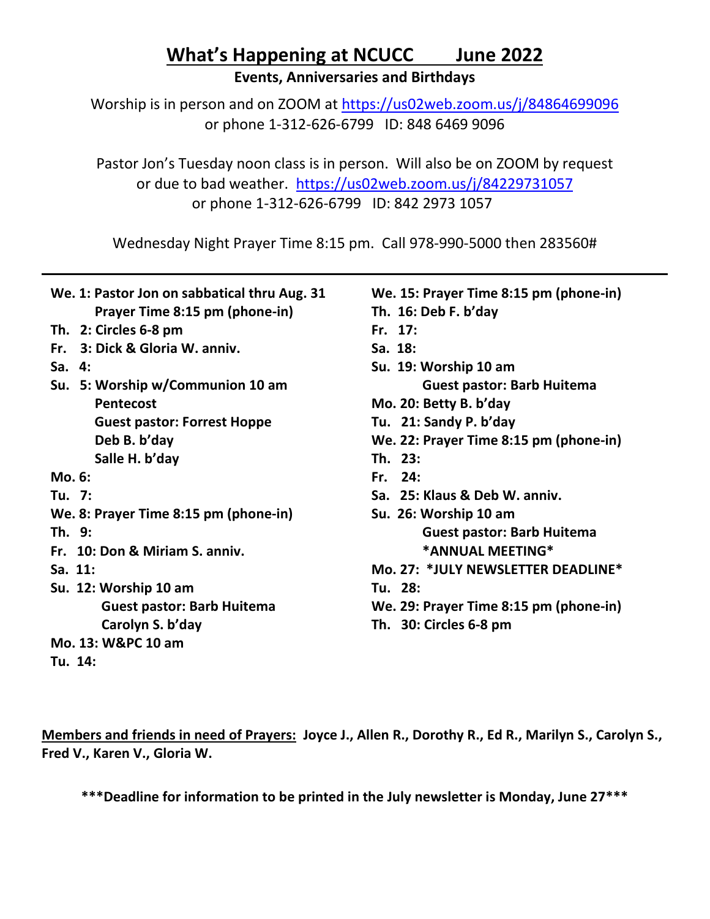# What's Happening at NCUCC June 2022

**Events, Anniversaries and Birthdays**

Worship is in person and on ZOOM at https://us02web.zoom.us/j/84864699096
or phone 1-312-626-6799 ID: 848 6469 9096

Pastor Jon's Tuesday noon class is in person. Will also be on ZOOM by request or due to bad weather. https://us02web.zoom.us/j/84229731057
or phone 1-312-626-6799 ID: 842 2973 1057

Wednesday Night Prayer Time 8:15 pm. Call 978-990-5000 then 283560#

---

**We. 1: Pastor Jon on sabbatical thru Aug. 31**
**Prayer Time 8:15 pm (phone-in)**
**Th. 2: Circles 6-8 pm**
**Fr. 3: Dick & Gloria W. anniv.**
**Sa. 4:**
**Su. 5: Worship w/Communion 10 am**
**Pentecost**
**Guest pastor: Forrest Hoppe**
**Deb B. b'day**
**Salle H. b'day**
**Mo. 6:**
**Tu. 7:**
**We. 8: Prayer Time 8:15 pm (phone-in)**
**Th. 9:**
**Fr. 10: Don & Miriam S. anniv.**
**Sa. 11:**
**Su. 12: Worship 10 am**
**Guest pastor: Barb Huitema**
**Carolyn S. b'day**
**Mo. 13: W&PC 10 am**
**Tu. 14:**
**We. 15: Prayer Time 8:15 pm (phone-in)**
**Th. 16: Deb F. b'day**
**Fr. 17:**
**Sa. 18:**
**Su. 19: Worship 10 am**
**Guest pastor: Barb Huitema**
**Mo. 20: Betty B. b'day**
**Tu. 21: Sandy P. b'day**
**We. 22: Prayer Time 8:15 pm (phone-in)**
**Th. 23:**
**Fr. 24:**
**Sa. 25: Klaus & Deb W. anniv.**
**Su. 26: Worship 10 am**
**Guest pastor: Barb Huitema**
**\*ANNUAL MEETING\***
**Mo. 27: \*JULY NEWSLETTER DEADLINE\***
**Tu. 28:**
**We. 29: Prayer Time 8:15 pm (phone-in)**
**Th. 30: Circles 6-8 pm**

**<u>Members and friends in need of Prayers:</u> Joyce J., Allen R., Dorothy R., Ed R., Marilyn S., Carolyn S., Fred V., Karen V., Gloria W.**

**\*\*\*Deadline for information to be printed in the July newsletter is Monday, June 27\*\*\***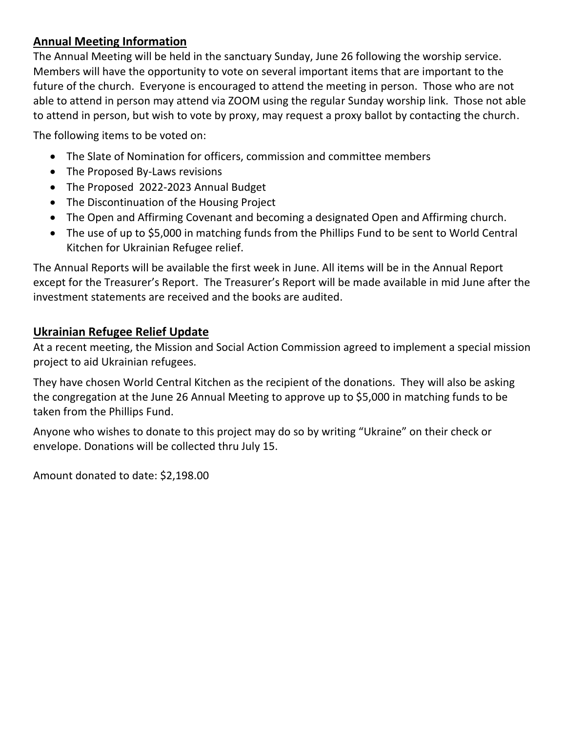## **Annual Meeting Information**

The Annual Meeting will be held in the sanctuary Sunday, June 26 following the worship service. Members will have the opportunity to vote on several important items that are important to the future of the church. Everyone is encouraged to attend the meeting in person. Those who are not able to attend in person may attend via ZOOM using the regular Sunday worship link. Those not able to attend in person, but wish to vote by proxy, may request a proxy ballot by contacting the church.

The following items to be voted on:

- The Slate of Nomination for officers, commission and committee members
- The Proposed By-Laws revisions
- The Proposed 2022-2023 Annual Budget
- The Discontinuation of the Housing Project
- The Open and Affirming Covenant and becoming a designated Open and Affirming church.
- The use of up to $5,000 in matching funds from the Phillips Fund to be sent to World Central Kitchen for Ukrainian Refugee relief.

The Annual Reports will be available the first week in June. All items will be in the Annual Report except for the Treasurer's Report. The Treasurer's Report will be made available in mid June after the investment statements are received and the books are audited.

## **Ukrainian Refugee Relief Update**

At a recent meeting, the Mission and Social Action Commission agreed to implement a special mission project to aid Ukrainian refugees.

They have chosen World Central Kitchen as the recipient of the donations. They will also be asking the congregation at the June 26 Annual Meeting to approve up to $5,000 in matching funds to be taken from the Phillips Fund.

Anyone who wishes to donate to this project may do so by writing "Ukraine" on their check or envelope. Donations will be collected thru July 15.

Amount donated to date: $2,198.00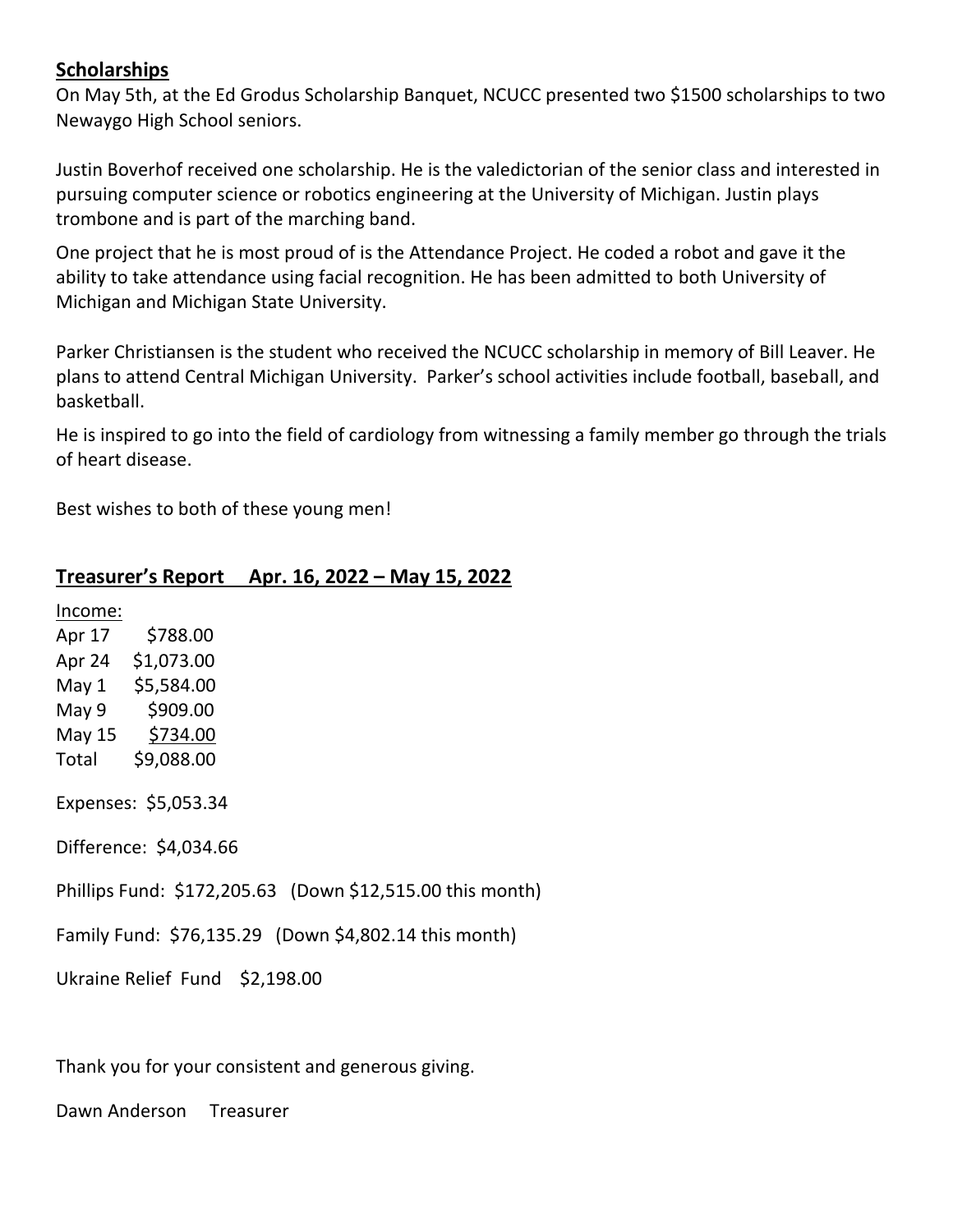## Scholarships

On May 5th, at the Ed Grodus Scholarship Banquet, NCUCC presented two $1500 scholarships to two Newaygo High School seniors.

Justin Boverhof received one scholarship. He is the valedictorian of the senior class and interested in pursuing computer science or robotics engineering at the University of Michigan. Justin plays trombone and is part of the marching band.

One project that he is most proud of is the Attendance Project. He coded a robot and gave it the ability to take attendance using facial recognition. He has been admitted to both University of Michigan and Michigan State University.

Parker Christiansen is the student who received the NCUCC scholarship in memory of Bill Leaver. He plans to attend Central Michigan University. Parker's school activities include football, baseball, and basketball.

He is inspired to go into the field of cardiology from witnessing a family member go through the trials of heart disease.

Best wishes to both of these young men!

## Treasurer's Report Apr. 16, 2022 – May 15, 2022

Income:

| | |
|---|---|
| Apr 17 | $788.00 |
| Apr 24 | $1,073.00 |
| May 1 | $5,584.00 |
| May 9 | $909.00 |
| May 15 | $734.00 |
| Total | $9,088.00 |

Expenses: $5,053.34

Difference: $4,034.66

Phillips Fund: $172,205.63 (Down $12,515.00 this month)

Family Fund: $76,135.29 (Down $4,802.14 this month)

Ukraine Relief Fund $2,198.00

Thank you for your consistent and generous giving.

Dawn Anderson Treasurer